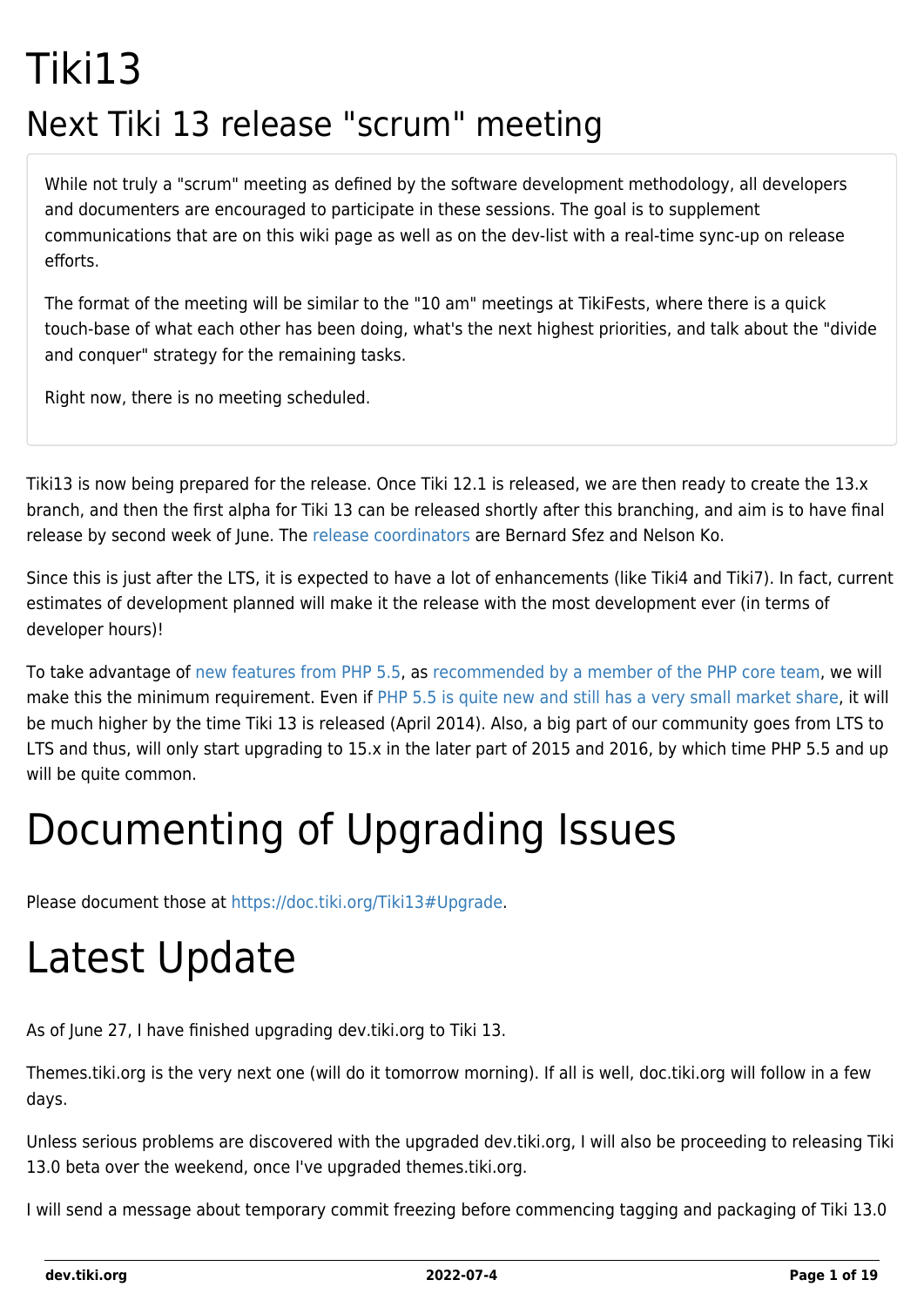# Tiki13

## Next Tiki 13 release "scrum" meeting

While not truly a "scrum" meeting as defined by the software development methodology, all developers and documenters are encouraged to participate in these sessions. The goal is to supplement communications that are on this wiki page as well as on the dev-list with a real-time sync-up on release efforts.

The format of the meeting will be similar to the "10 am" meetings at TikiFests, where there is a quick touch-base of what each other has been doing, what's the next highest priorities, and talk about the "divide and conquer" strategy for the remaining tasks.

Right now, there is no meeting scheduled.

Tiki13 is now being prepared for the release. Once Tiki 12.1 is released, we are then ready to create the 13.x branch, and then the first alpha for Tiki 13 can be released shortly after this branching, and aim is to have final release by second week of June. The release coordinators are Bernard Sfez and Nelson Ko.

Since this is just after the LTS, it is expected to have a lot of enhancements (like Tiki4 and Tiki7). In fact, current estimates of development planned will make it the release with the most development ever (in terms of developer hours)!

To take advantage of new features from PHP 5.5, as recommended by a member of the PHP core team, we will make this the minimum requirement. Even if PHP 5.5 is quite new and still has a very small market share, it will be much higher by the time Tiki 13 is released (April 2014). Also, a big part of our community goes from LTS to LTS and thus, will only start upgrading to 15.x in the later part of 2015 and 2016, by which time PHP 5.5 and up will be quite common.

# Documenting of Upgrading Issues

Please document those at https://doc.tiki.org/Tiki13#Upgrade.

# Latest Update

As of June 27, I have finished upgrading dev.tiki.org to Tiki 13.

Themes.tiki.org is the very next one (will do it tomorrow morning). If all is well, doc.tiki.org will follow in a few days.

Unless serious problems are discovered with the upgraded dev.tiki.org, I will also be proceeding to releasing Tiki 13.0 beta over the weekend, once I've upgraded themes.tiki.org.

I will send a message about temporary commit freezing before commencing tagging and packaging of Tiki 13.0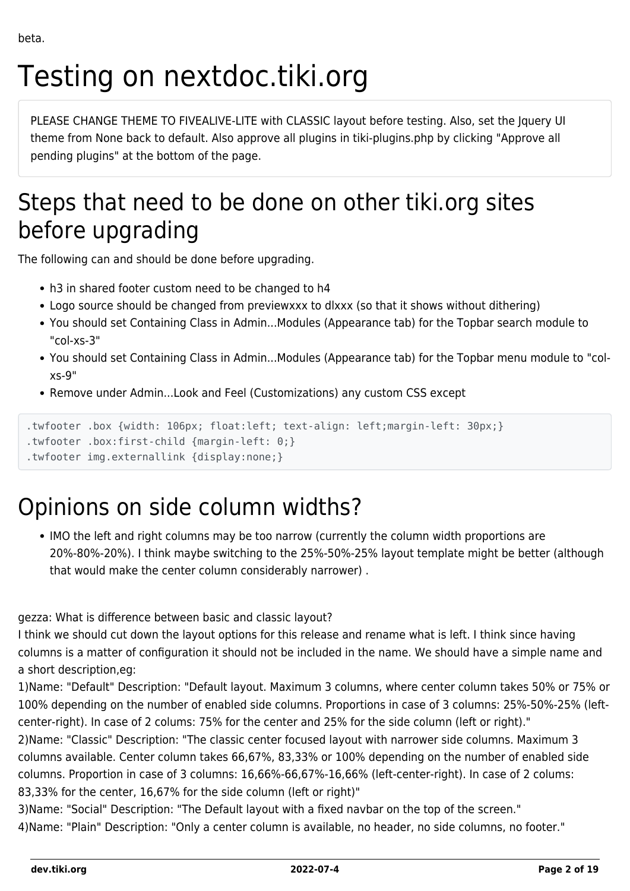beta.

# Testing on nextdoc.tiki.org

PLEASE CHANGE THEME TO FIVEALIVE-LITE with CLASSIC layout before testing. Also, set the Jquery UI theme from None back to default. Also approve all plugins in tiki-plugins.php by clicking "Approve all pending plugins" at the bottom of the page.

## Steps that need to be done on other tiki.org sites before upgrading

The following can and should be done before upgrading.

- h3 in shared footer custom need to be changed to h4
- Logo source should be changed from previewxxx to dlxxx (so that it shows without dithering)
- You should set Containing Class in Admin...Modules (Appearance tab) for the Topbar search module to "col-xs-3"
- You should set Containing Class in Admin...Modules (Appearance tab) for the Topbar menu module to "col-xs-9"
- Remove under Admin...Look and Feel (Customizations) any custom CSS except

```
.twfooter .box {width: 106px; float:left; text-align: left;margin-left: 30px;}
.twfooter .box:first-child {margin-left: 0;}
.twfooter img.externallink {display:none;}
```

# Opinions on side column widths?

- IMO the left and right columns may be too narrow (currently the column width proportions are 20%-80%-20%). I think maybe switching to the 25%-50%-25% layout template might be better (although that would make the center column considerably narrower) .

gezza: What is difference between basic and classic layout?
I think we should cut down the layout options for this release and rename what is left. I think since having columns is a matter of configuration it should not be included in the name. We should have a simple name and a short description,eg:
1)Name: "Default" Description: "Default layout. Maximum 3 columns, where center column takes 50% or 75% or 100% depending on the number of enabled side columns. Proportions in case of 3 columns: 25%-50%-25% (left-center-right). In case of 2 colums: 75% for the center and 25% for the side column (left or right)."
2)Name: "Classic" Description: "The classic center focused layout with narrower side columns. Maximum 3 columns available. Center column takes 66,67%, 83,33% or 100% depending on the number of enabled side columns. Proportion in case of 3 columns: 16,66%-66,67%-16,66% (left-center-right). In case of 2 colums: 83,33% for the center, 16,67% for the side column (left or right)"
3)Name: "Social" Description: "The Default layout with a fixed navbar on the top of the screen."
4)Name: "Plain" Description: "Only a center column is available, no header, no side columns, no footer."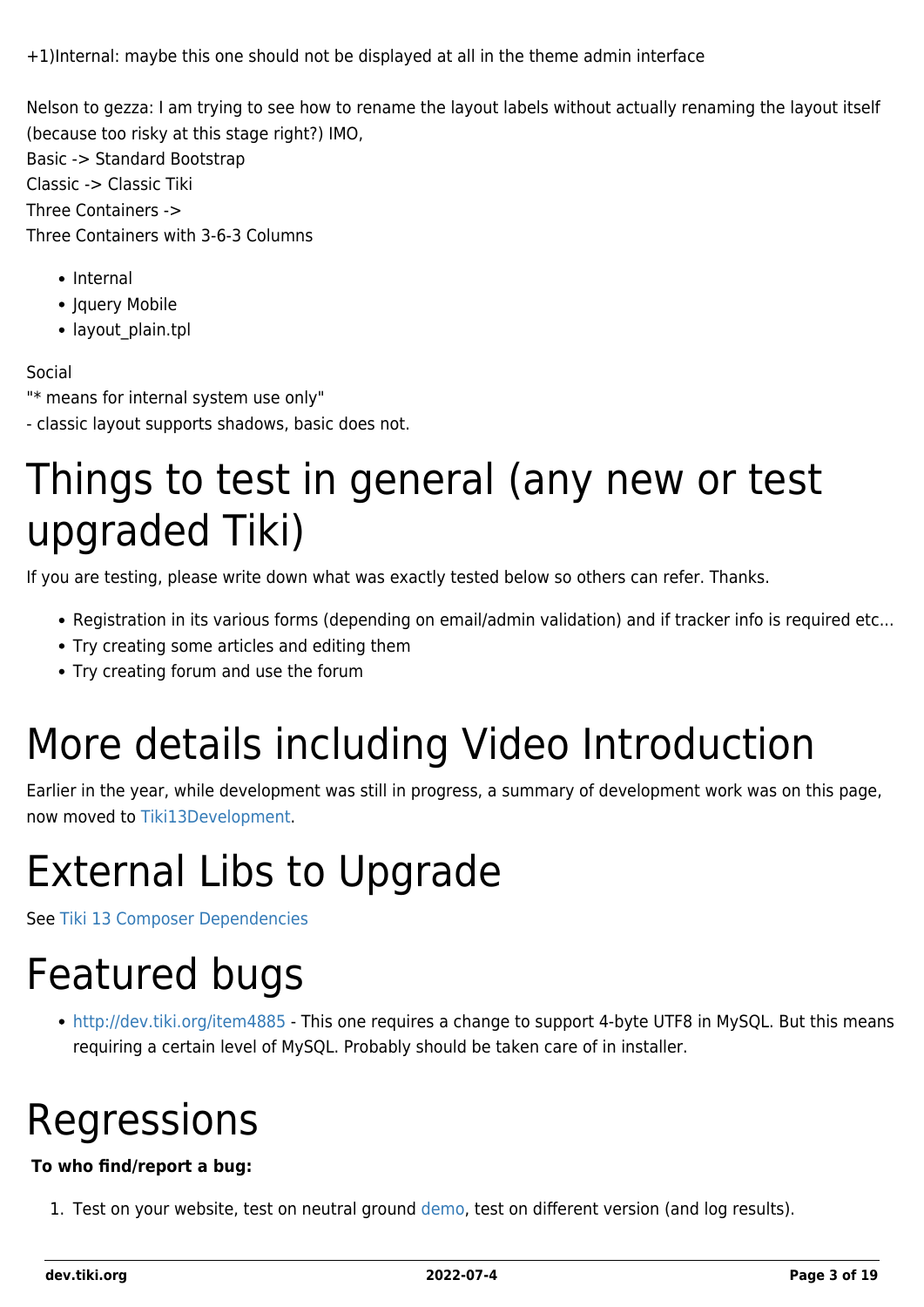+1)Internal: maybe this one should not be displayed at all in the theme admin interface

Nelson to gezza: I am trying to see how to rename the layout labels without actually renaming the layout itself (because too risky at this stage right?) IMO,
Basic -> Standard Bootstrap
Classic -> Classic Tiki
Three Containers ->
Three Containers with 3-6-3 Columns

- Internal
- Jquery Mobile
- layout_plain.tpl

Social
"* means for internal system use only"
- classic layout supports shadows, basic does not.

# Things to test in general (any new or test upgraded Tiki)

If you are testing, please write down what was exactly tested below so others can refer. Thanks.

- Registration in its various forms (depending on email/admin validation) and if tracker info is required etc...
- Try creating some articles and editing them
- Try creating forum and use the forum

# More details including Video Introduction

Earlier in the year, while development was still in progress, a summary of development work was on this page, now moved to Tiki13Development.

# External Libs to Upgrade

See Tiki 13 Composer Dependencies

# Featured bugs

- http://dev.tiki.org/item4885 - This one requires a change to support 4-byte UTF8 in MySQL. But this means requiring a certain level of MySQL. Probably should be taken care of in installer.

# Regressions

**To who find/report a bug:**

1. Test on your website, test on neutral ground demo, test on different version (and log results).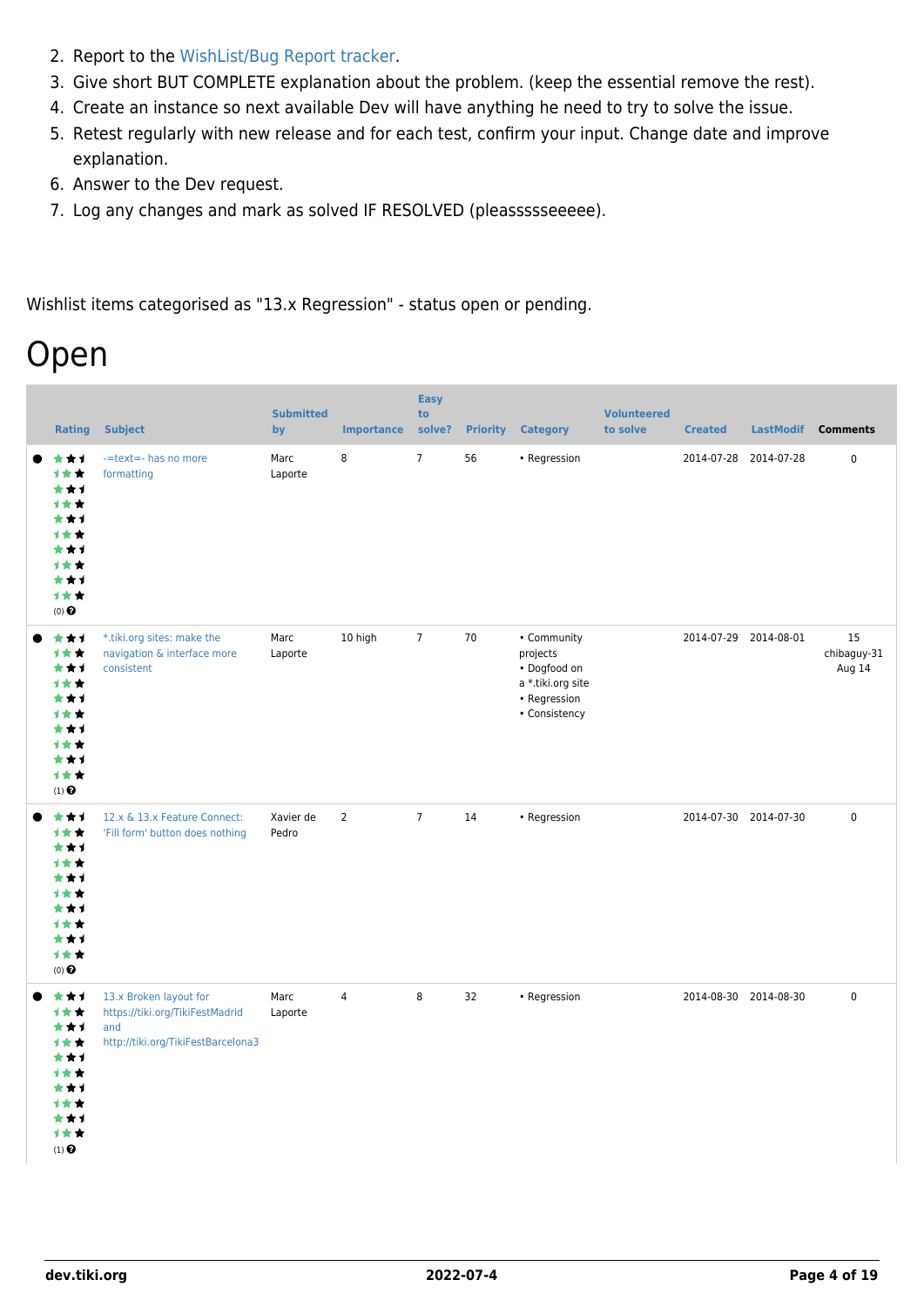2. Report to the WishList/Bug Report tracker.
3. Give short BUT COMPLETE explanation about the problem. (keep the essential remove the rest).
4. Create an instance so next available Dev will have anything he need to try to solve the issue.
5. Retest regularly with new release and for each test, confirm your input. Change date and improve explanation.
6. Answer to the Dev request.
7. Log any changes and mark as solved IF RESOLVED (pleasssseeeee).

Wishlist items categorised as "13.x Regression" - status open or pending.

# Open

| | Rating | Subject | Submitted by | Importance | Easy to solve? | Priority | Category | Volunteered to solve | Created | LastModif | Comments |
|---|---|---|---|---|---|---|---|---|---|---|---|
| ● | (0) | -=text=- has no more formatting | Marc Laporte | 8 | 7 | 56 | • Regression | | 2014-07-28 | 2014-07-28 | 0 |
| ● | (1) | *.tiki.org sites: make the navigation & interface more consistent | Marc Laporte | 10 high | 7 | 70 | • Community projects • Dogfood on a *.tiki.org site • Regression • Consistency | | 2014-07-29 | 2014-08-01 | 15 chibaguy-31 Aug 14 |
| ● | (0) | 12.x & 13.x Feature Connect: 'Fill form' button does nothing | Xavier de Pedro | 2 | 7 | 14 | • Regression | | 2014-07-30 | 2014-07-30 | 0 |
| ● | (1) | 13.x Broken layout for https://tiki.org/TikiFestMadrid and http://tiki.org/TikiFestBarcelona3 | Marc Laporte | 4 | 8 | 32 | • Regression | | 2014-08-30 | 2014-08-30 | 0 |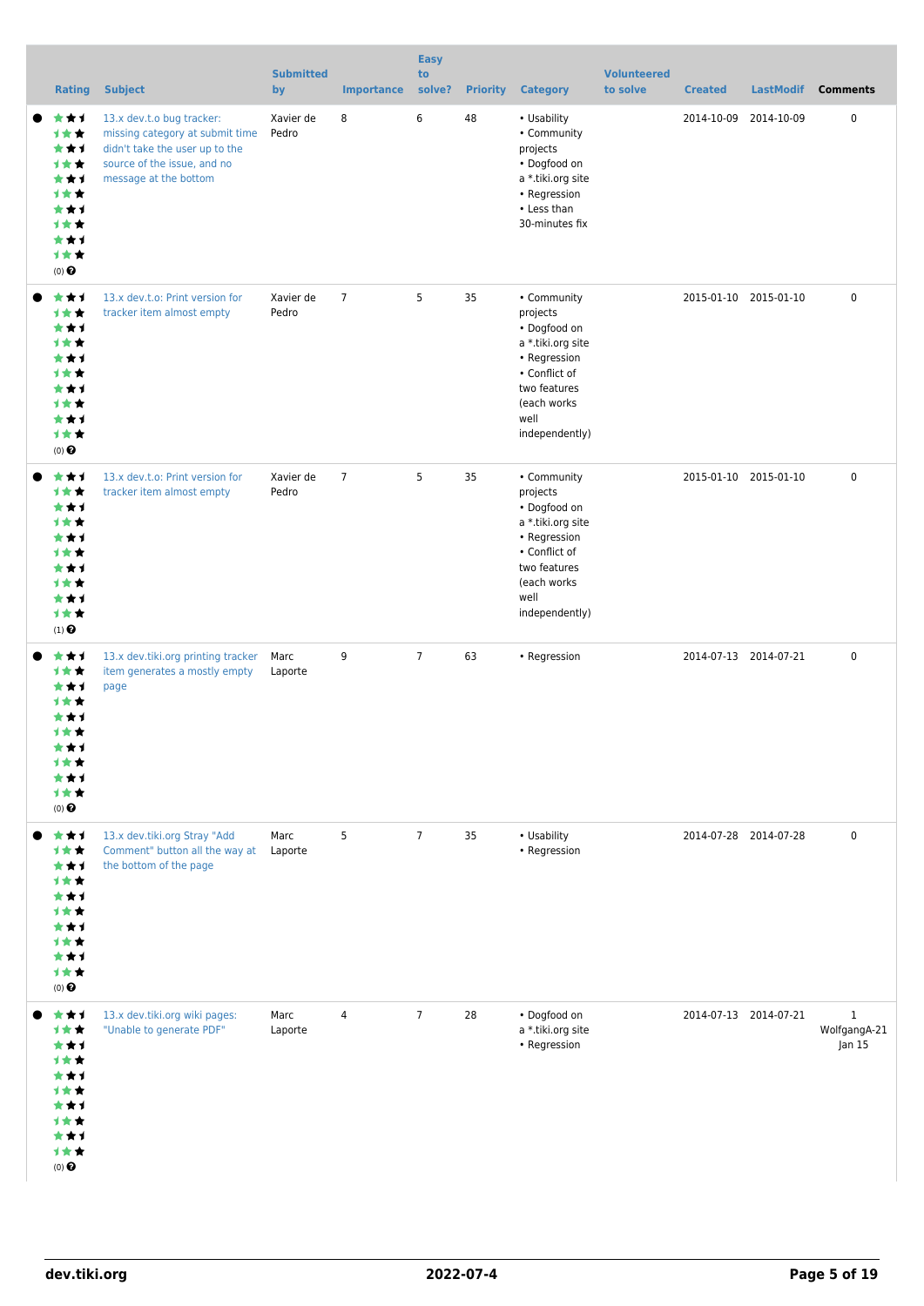| Rating | Subject | Submitted by | Importance | Easy to solve? | Priority | Category | Volunteered to solve | Created | LastModif | Comments |
|---|---|---|---|---|---|---|---|---|---|---|
| (0) | 13.x dev.t.o bug tracker: missing category at submit time didn't take the user up to the source of the issue, and no message at the bottom | Xavier de Pedro | 8 | 6 | 48 | • Usability • Community projects • Dogfood on a *.tiki.org site • Regression • Less than 30-minutes fix | | 2014-10-09 | 2014-10-09 | 0 |
| (0) | 13.x dev.t.o: Print version for tracker item almost empty | Xavier de Pedro | 7 | 5 | 35 | • Community projects • Dogfood on a *.tiki.org site • Regression • Conflict of two features (each works well independently) | | 2015-01-10 | 2015-01-10 | 0 |
| (1) | 13.x dev.t.o: Print version for tracker item almost empty | Xavier de Pedro | 7 | 5 | 35 | • Community projects • Dogfood on a *.tiki.org site • Regression • Conflict of two features (each works well independently) | | 2015-01-10 | 2015-01-10 | 0 |
| (0) | 13.x dev.tiki.org printing tracker item generates a mostly empty page | Marc Laporte | 9 | 7 | 63 | • Regression | | 2014-07-13 | 2014-07-21 | 0 |
| (0) | 13.x dev.tiki.org Stray "Add Comment" button all the way at the bottom of the page | Marc Laporte | 5 | 7 | 35 | • Usability • Regression | | 2014-07-28 | 2014-07-28 | 0 |
| (0) | 13.x dev.tiki.org wiki pages: "Unable to generate PDF" | Marc Laporte | 4 | 7 | 28 | • Dogfood on a *.tiki.org site • Regression | | 2014-07-13 | 2014-07-21 | 1 WolfgangA-21 Jan 15 |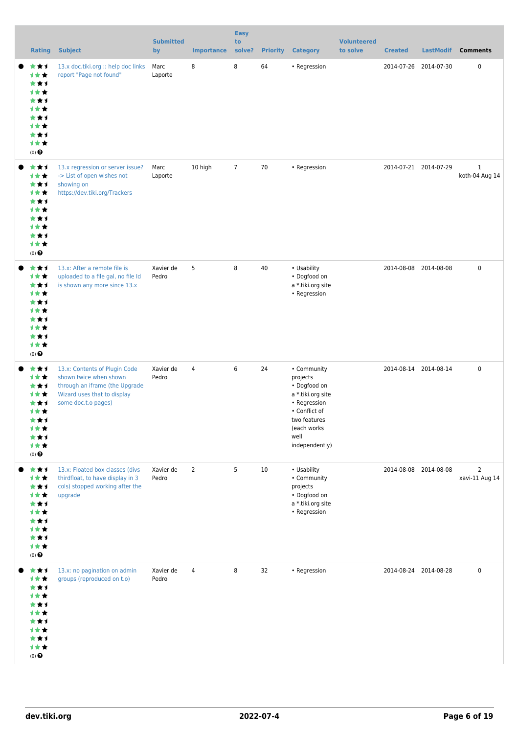| | Rating | Subject | Submitted by | Importance | Easy to solve? | Priority | Category | Volunteered to solve | Created | LastModif | Comments |
|---|---|---|---|---|---|---|---|---|---|---|---|
| ● | (0) | 13.x doc.tiki.org :: help doc links report "Page not found" | Marc Laporte | 8 | 8 | 64 | • Regression | | 2014-07-26 | 2014-07-30 | 0 |
| ● | (0) | 13.x regression or server issue? -> List of open wishes not showing on https://dev.tiki.org/Trackers | Marc Laporte | 10 high | 7 | 70 | • Regression | | 2014-07-21 | 2014-07-29 | 1 koth-04 Aug 14 |
| ● | (0) | 13.x: After a remote file is uploaded to a file gal, no file Id is shown any more since 13.x | Xavier de Pedro | 5 | 8 | 40 | • Usability • Dogfood on a *.tiki.org site • Regression | | 2014-08-08 | 2014-08-08 | 0 |
| ● | (0) | 13.x: Contents of Plugin Code shown twice when shown through an iframe (the Upgrade Wizard uses that to display some doc.t.o pages) | Xavier de Pedro | 4 | 6 | 24 | • Community projects • Dogfood on a *.tiki.org site • Regression • Conflict of two features (each works well independently) | | 2014-08-14 | 2014-08-14 | 0 |
| ● | (0) | 13.x: Floated box classes (divs thirdfloat, to have display in 3 cols) stopped working after the upgrade | Xavier de Pedro | 2 | 5 | 10 | • Usability • Community projects • Dogfood on a *.tiki.org site • Regression | | 2014-08-08 | 2014-08-08 | 2 xavi-11 Aug 14 |
| ● | (0) | 13.x: no pagination on admin groups (reproduced on t.o) | Xavier de Pedro | 4 | 8 | 32 | • Regression | | 2014-08-24 | 2014-08-28 | 0 |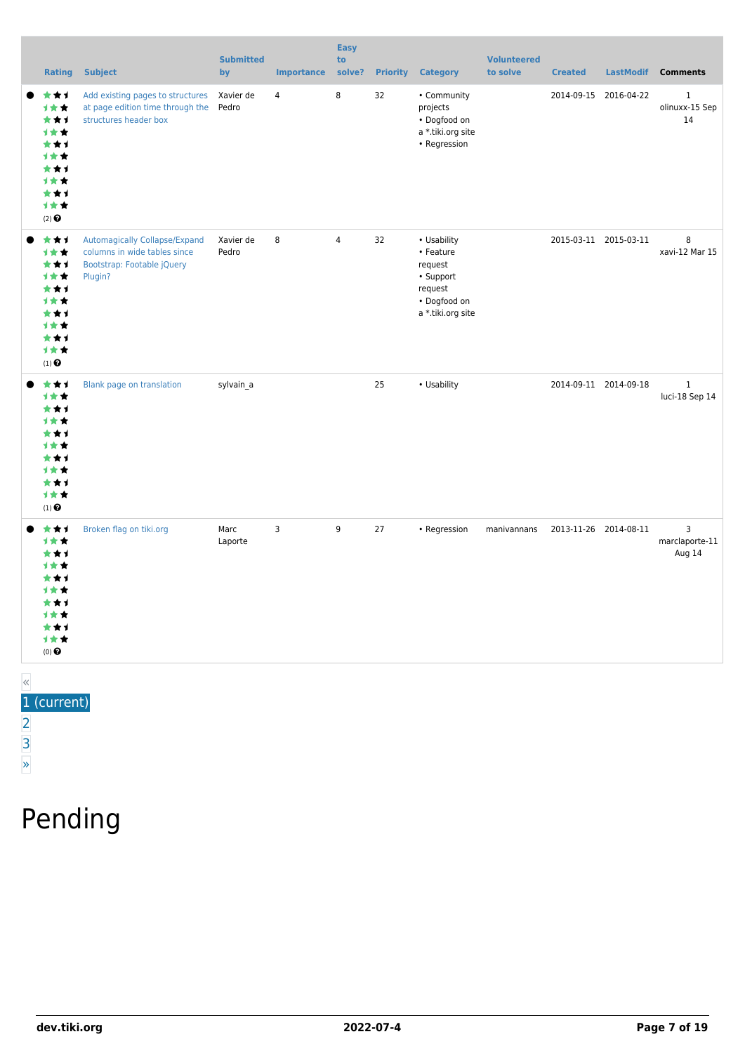| | Rating | Subject | Submitted by | Importance | Easy to solve? | Priority | Category | Volunteered to solve | Created | LastModif | Comments |
|---|---|---|---|---|---|---|---|---|---|---|---|
| ● | (2) | Add existing pages to structures at page edition time through the structures header box | Xavier de Pedro | 4 | 8 | 32 | • Community projects • Dogfood on a *.tiki.org site • Regression | | 2014-09-15 | 2016-04-22 | 1 olinuxx-15 Sep 14 |
| ● | (1) | Automagically Collapse/Expand columns in wide tables since Bootstrap: Footable jQuery Plugin? | Xavier de Pedro | 8 | 4 | 32 | • Usability • Feature request • Support request • Dogfood on a *.tiki.org site | | 2015-03-11 | 2015-03-11 | 8 xavi-12 Mar 15 |
| ● | (1) | Blank page on translation | sylvain_a | | | 25 | • Usability | | 2014-09-11 | 2014-09-18 | 1 luci-18 Sep 14 |
| ● | (0) | Broken flag on tiki.org | Marc Laporte | 3 | 9 | 27 | • Regression | manivannans | 2013-11-26 | 2014-08-11 | 3 marclaporte-11 Aug 14 |

«
1 (current)
2
3
»

# Pending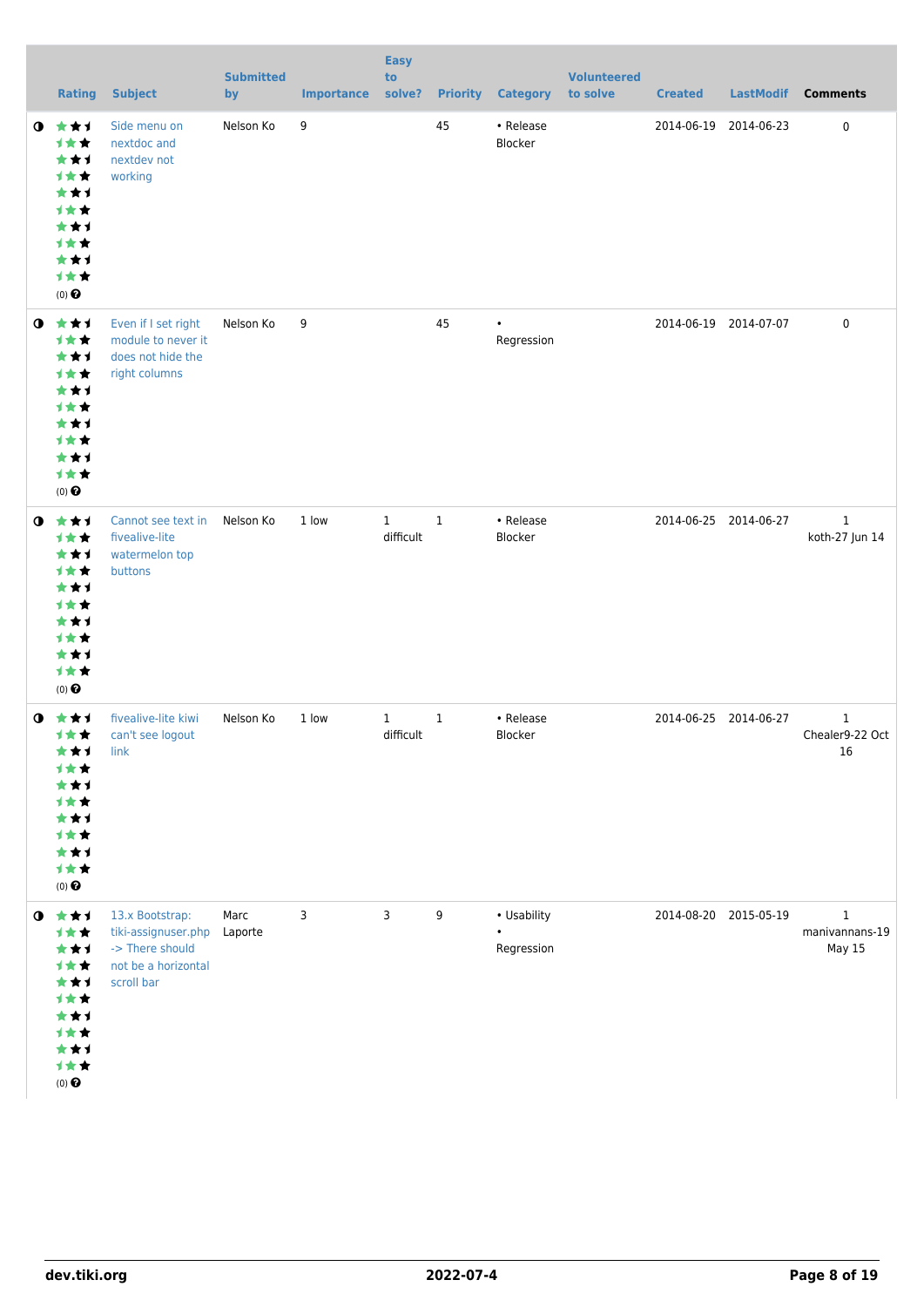| | Rating | Subject | Submitted by | Importance | Easy to solve? | Priority | Category | Volunteered to solve | Created | LastModif | Comments |
|---|---|---|---|---|---|---|---|---|---|---|---|
| ◑ | (0) | Side menu on nextdoc and nextdev not working | Nelson Ko | 9 | | 45 | • Release Blocker | | 2014-06-19 | 2014-06-23 | 0 |
| ◑ | (0) | Even if I set right module to never it does not hide the right columns | Nelson Ko | 9 | | 45 | • Regression | | 2014-06-19 | 2014-07-07 | 0 |
| ◑ | (0) | Cannot see text in fivealive-lite watermelon top buttons | Nelson Ko | 1 low | 1 difficult | 1 | • Release Blocker | | 2014-06-25 | 2014-06-27 | 1 koth-27 Jun 14 |
| ◑ | (0) | fivealive-lite kiwi can't see logout link | Nelson Ko | 1 low | 1 difficult | 1 | • Release Blocker | | 2014-06-25 | 2014-06-27 | 1 Chealer9-22 Oct 16 |
| ◑ | (0) | 13.x Bootstrap: tiki-assignuser.php -> There should not be a horizontal scroll bar | Marc Laporte | 3 | 3 | 9 | • Usability • Regression | | 2014-08-20 | 2015-05-19 | 1 manivannans-19 May 15 |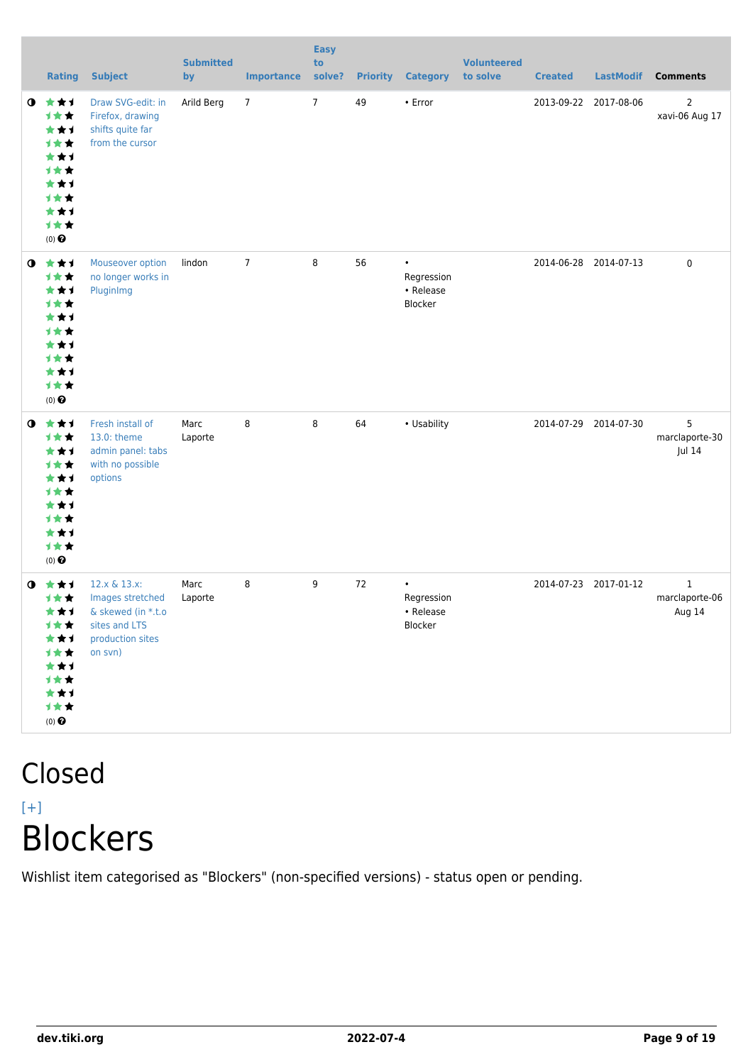| | Rating | Subject | Submitted by | Importance | Easy to solve? | Priority | Category | Volunteered to solve | Created | LastModif | Comments |
|---|---|---|---|---|---|---|---|---|---|---|---|
| | (0) | Draw SVG-edit: in Firefox, drawing shifts quite far from the cursor | Arild Berg | 7 | 7 | 49 | • Error | | 2013-09-22 | 2017-08-06 | 2 xavi-06 Aug 17 |
| | (0) | Mouseover option no longer works in PluginImg | lindon | 7 | 8 | 56 | • Regression • Release Blocker | | 2014-06-28 | 2014-07-13 | 0 |
| | (0) | Fresh install of 13.0: theme admin panel: tabs with no possible options | Marc Laporte | 8 | 8 | 64 | • Usability | | 2014-07-29 | 2014-07-30 | 5 marclaporte-30 Jul 14 |
| | (0) | 12.x & 13.x: Images stretched & skewed (in *.t.o sites and LTS production sites on svn) | Marc Laporte | 8 | 9 | 72 | • Regression • Release Blocker | | 2014-07-23 | 2017-01-12 | 1 marclaporte-06 Aug 14 |

# Closed

[+]

# Blockers

Wishlist item categorised as "Blockers" (non-specified versions) - status open or pending.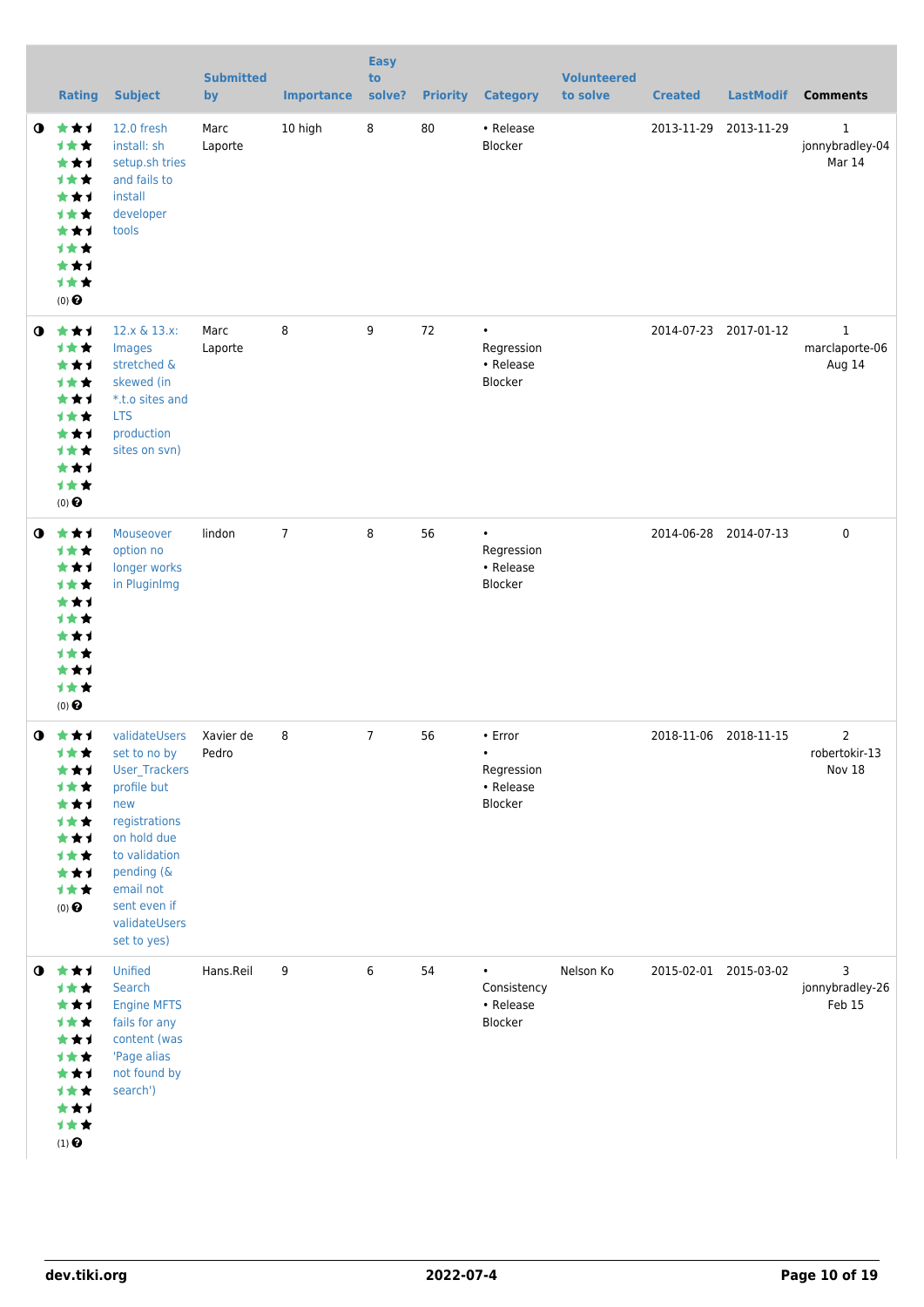| | Rating | Subject | Submitted by | Importance | Easy to solve? | Priority | Category | Volunteered to solve | Created | LastModif | Comments |
|---|---|---|---|---|---|---|---|---|---|---|---|
| ◑ | (0) | 12.0 fresh install: sh setup.sh tries and fails to install developer tools | Marc Laporte | 10 high | 8 | 80 | • Release Blocker | | 2013-11-29 | 2013-11-29 | 1 jonnybradley-04 Mar 14 |
| ◑ | (0) | 12.x & 13.x: Images stretched & skewed (in *.t.o sites and LTS production sites on svn) | Marc Laporte | 8 | 9 | 72 | • Regression • Release Blocker | | 2014-07-23 | 2017-01-12 | 1 marclaporte-06 Aug 14 |
| ◑ | (0) | Mouseover option no longer works in PluginImg | lindon | 7 | 8 | 56 | • Regression • Release Blocker | | 2014-06-28 | 2014-07-13 | 0 |
| ◑ | (0) | validateUsers set to no by User_Trackers profile but new registrations on hold due to validation pending (& email not sent even if validateUsers set to yes) | Xavier de Pedro | 8 | 7 | 56 | • Error • Regression • Release Blocker | | 2018-11-06 | 2018-11-15 | 2 robertokir-13 Nov 18 |
| ◑ | (1) | Unified Search Engine MFTS fails for any content (was 'Page alias not found by search') | Hans.Reil | 9 | 6 | 54 | • Consistency • Release Blocker | Nelson Ko | 2015-02-01 | 2015-03-02 | 3 jonnybradley-26 Feb 15 |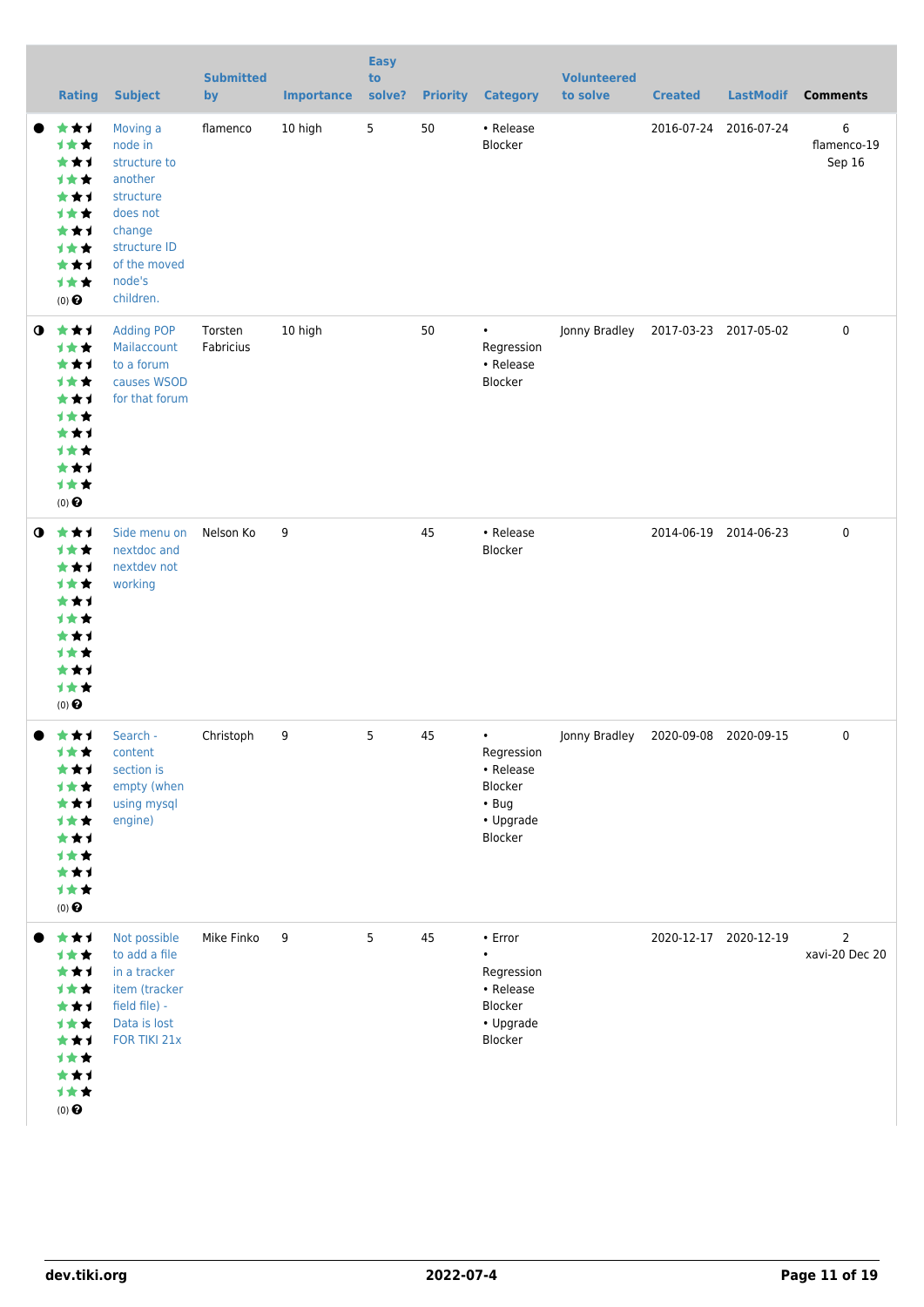| | Rating | Subject | Submitted by | Importance | Easy to solve? | Priority | Category | Volunteered to solve | Created | LastModif | Comments |
|---|---|---|---|---|---|---|---|---|---|---|---|
| ● | (0) | Moving a node in structure to another structure does not change structure ID of the moved node's children. | flamenco | 10 high | 5 | 50 | • Release Blocker | | 2016-07-24 | 2016-07-24 | 6 flamenco-19 Sep 16 |
| ◑ | (0) | Adding POP Mailaccount to a forum causes WSOD for that forum | Torsten Fabricius | 10 high | | 50 | • Regression • Release Blocker | Jonny Bradley | 2017-03-23 | 2017-05-02 | 0 |
| ◑ | (0) | Side menu on nextdoc and nextdev not working | Nelson Ko | 9 | | 45 | • Release Blocker | | 2014-06-19 | 2014-06-23 | 0 |
| ● | (0) | Search - content section is empty (when using mysql engine) | Christoph | 9 | 5 | 45 | • Regression • Release Blocker • Bug • Upgrade Blocker | Jonny Bradley | 2020-09-08 | 2020-09-15 | 0 |
| ● | (0) | Not possible to add a file in a tracker item (tracker field file) - Data is lost FOR TIKI 21x | Mike Finko | 9 | 5 | 45 | • Error • Regression • Release Blocker • Upgrade Blocker | | 2020-12-17 | 2020-12-19 | 2 xavi-20 Dec 20 |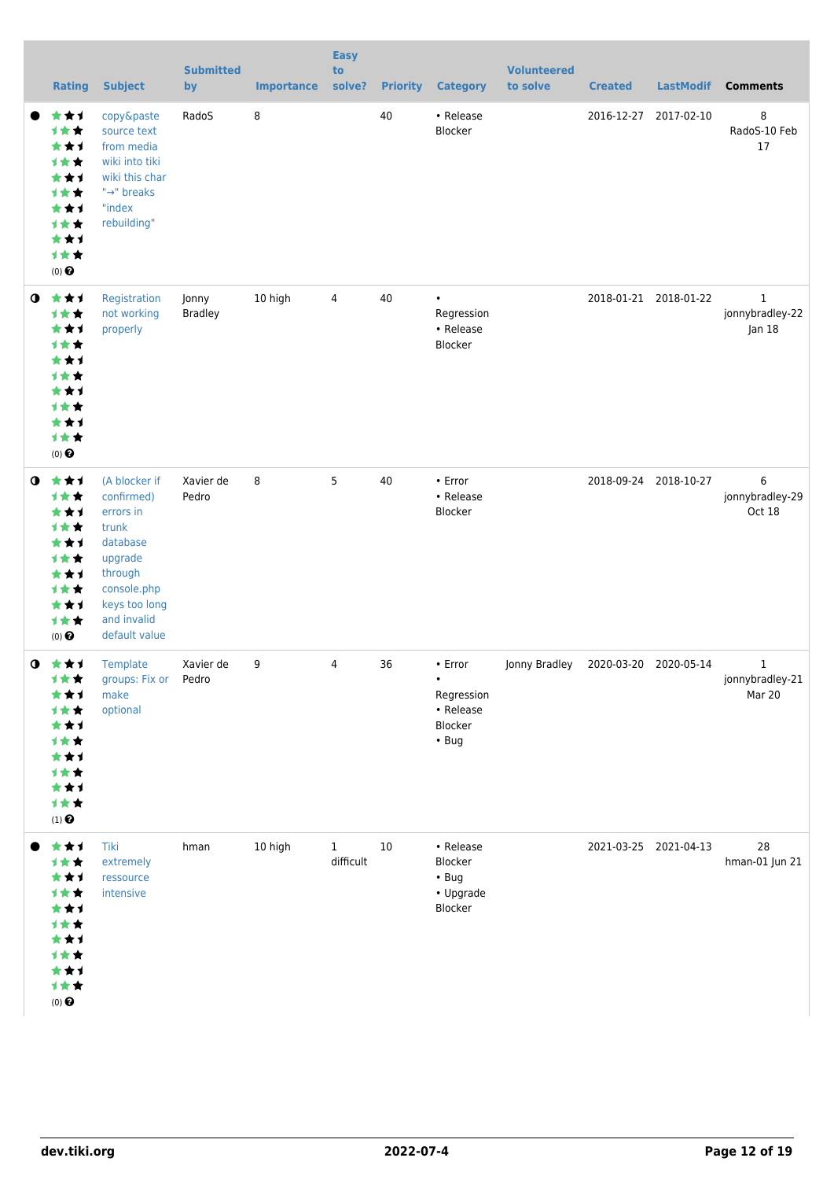| | Rating | Subject | Submitted by | Importance | Easy to solve? | Priority | Category | Volunteered to solve | Created | LastModif | Comments |
|---|---|---|---|---|---|---|---|---|---|---|---|
| ● | (0) | copy&paste source text from media wiki into tiki wiki this char "→" breaks "index rebuilding" | RadoS | 8 | | 40 | • Release Blocker | | 2016-12-27 | 2017-02-10 | 8 RadoS-10 Feb 17 |
| ◑ | (0) | Registration not working properly | Jonny Bradley | 10 high | 4 | 40 | • Regression • Release Blocker | | 2018-01-21 | 2018-01-22 | 1 jonnybradley-22 Jan 18 |
| ◑ | (0) | (A blocker if confirmed) errors in trunk database upgrade through console.php keys too long and invalid default value | Xavier de Pedro | 8 | 5 | 40 | • Error • Release Blocker | | 2018-09-24 | 2018-10-27 | 6 jonnybradley-29 Oct 18 |
| ◑ | (1) | Template groups: Fix or make optional | Xavier de Pedro | 9 | 4 | 36 | • Error • Regression • Release Blocker • Bug | Jonny Bradley | 2020-03-20 | 2020-05-14 | 1 jonnybradley-21 Mar 20 |
| ● | (0) | Tiki extremely ressource intensive | hman | 10 high | 1 difficult | 10 | • Release Blocker • Bug • Upgrade Blocker | | 2021-03-25 | 2021-04-13 | 28 hman-01 Jun 21 |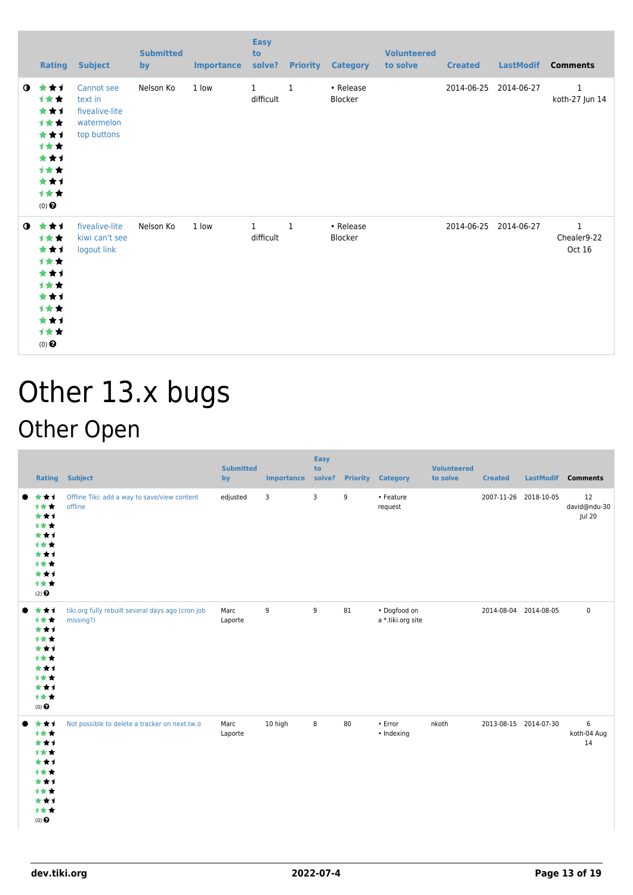| | Rating | Subject | Submitted by | Importance | Easy to solve? | Priority | Category | Volunteered to solve | Created | LastModif | Comments |
|---|---|---|---|---|---|---|---|---|---|---|---|
| ◑ | (0) | Cannot see text in fivealive-lite watermelon top buttons | Nelson Ko | 1 low | 1 difficult | 1 | • Release Blocker | | 2014-06-25 | 2014-06-27 | 1 koth-27 Jun 14 |
| ◑ | (0) | fivealive-lite kiwi can't see logout link | Nelson Ko | 1 low | 1 difficult | 1 | • Release Blocker | | 2014-06-25 | 2014-06-27 | 1 Chealer9-22 Oct 16 |

# Other 13.x bugs

## Other Open

| | Rating | Subject | Submitted by | Importance | Easy to solve? | Priority | Category | Volunteered to solve | Created | LastModif | Comments |
|---|---|---|---|---|---|---|---|---|---|---|---|
| ● | (2) | Offline Tiki: add a way to save/view content offline | edjusted | 3 | 3 | 9 | • Feature request | | 2007-11-26 | 2018-10-05 | 12 david@ndu-30 Jul 20 |
| ● | (0) | tiki.org fully rebuilt several days ago (cron job missing?) | Marc Laporte | 9 | 9 | 81 | • Dogfood on a *.tiki.org site | | 2014-08-04 | 2014-08-05 | 0 |
| ● | (0) | Not possible to delete a tracker on next.tw.o | Marc Laporte | 10 high | 8 | 80 | • Error • Indexing | nkoth | 2013-08-15 | 2014-07-30 | 6 koth-04 Aug 14 |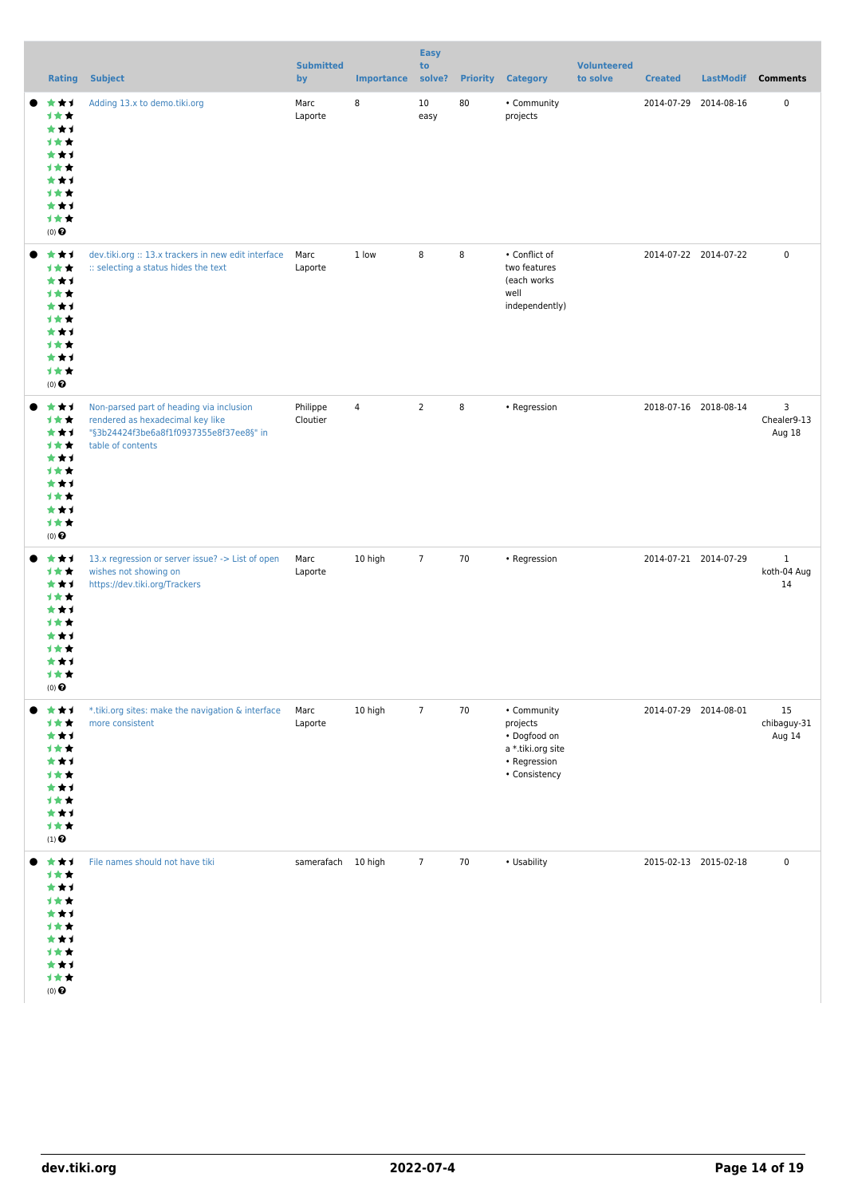| Rating | Subject | Submitted by | Importance | Easy to solve? | Priority | Category | Volunteered to solve | Created | LastModif | Comments |
|---|---|---|---|---|---|---|---|---|---|---|
| (0) | Adding 13.x to demo.tiki.org | Marc Laporte | 8 | 10 easy | 80 | • Community projects | | 2014-07-29 | 2014-08-16 | 0 |
| (0) | dev.tiki.org :: 13.x trackers in new edit interface :: selecting a status hides the text | Marc Laporte | 1 low | 8 | 8 | • Conflict of two features (each works well independently) | | 2014-07-22 | 2014-07-22 | 0 |
| (0) | Non-parsed part of heading via inclusion rendered as hexadecimal key like "§3b24424f3be6a8f1f0937355e8f37ee8§" in table of contents | Philippe Cloutier | 4 | 2 | 8 | • Regression | | 2018-07-16 | 2018-08-14 | 3 Chealer9-13 Aug 18 |
| (0) | 13.x regression or server issue? -> List of open wishes not showing on https://dev.tiki.org/Trackers | Marc Laporte | 10 high | 7 | 70 | • Regression | | 2014-07-21 | 2014-07-29 | 1 koth-04 Aug 14 |
| (1) | *.tiki.org sites: make the navigation & interface more consistent | Marc Laporte | 10 high | 7 | 70 | • Community projects • Dogfood on a *.tiki.org site • Regression • Consistency | | 2014-07-29 | 2014-08-01 | 15 chibaguy-31 Aug 14 |
| (0) | File names should not have tiki | samerafach | 10 high | 7 | 70 | • Usability | | 2015-02-13 | 2015-02-18 | 0 |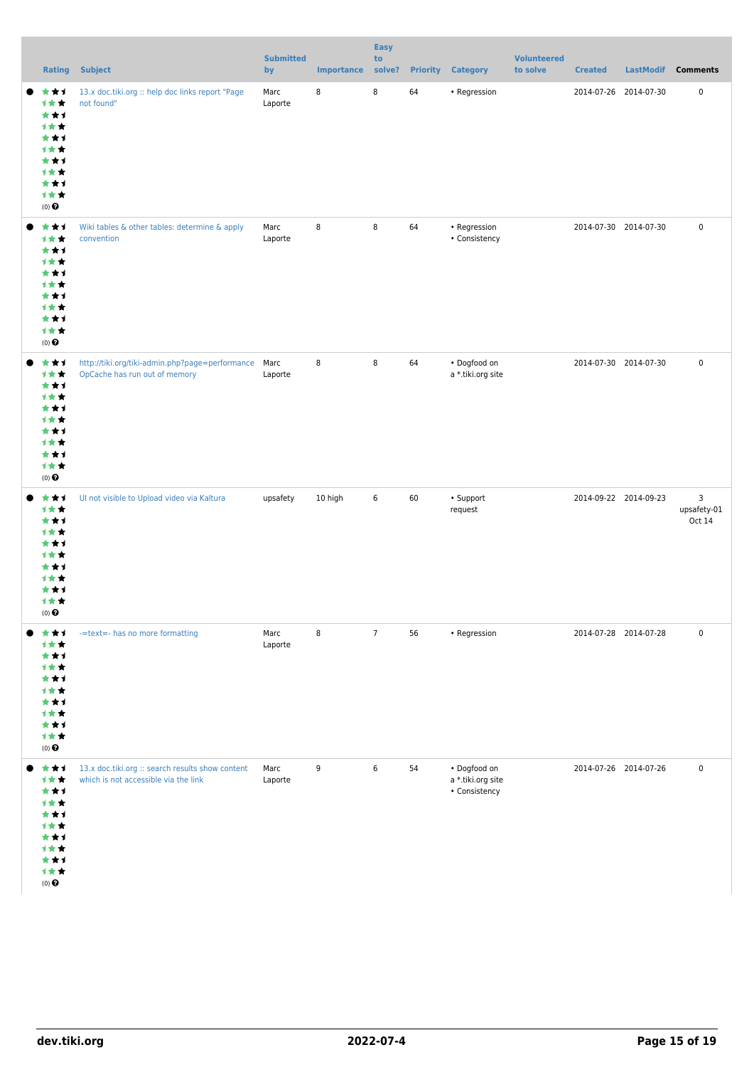| Rating | Subject | Submitted by | Importance | Easy to solve? | Priority | Category | Volunteered to solve | Created | LastModif | Comments |
|---|---|---|---|---|---|---|---|---|---|---|
| (0) | 13.x doc.tiki.org :: help doc links report "Page not found" | Marc Laporte | 8 | 8 | 64 | • Regression | | 2014-07-26 | 2014-07-30 | 0 |
| (0) | Wiki tables & other tables: determine & apply convention | Marc Laporte | 8 | 8 | 64 | • Regression • Consistency | | 2014-07-30 | 2014-07-30 | 0 |
| (0) | http://tiki.org/tiki-admin.php?page=performance OpCache has run out of memory | Marc Laporte | 8 | 8 | 64 | • Dogfood on a *.tiki.org site | | 2014-07-30 | 2014-07-30 | 0 |
| (0) | UI not visible to Upload video via Kaltura | upsafety | 10 high | 6 | 60 | • Support request | | 2014-09-22 | 2014-09-23 | 3 upsafety-01 Oct 14 |
| (0) | -=text=- has no more formatting | Marc Laporte | 8 | 7 | 56 | • Regression | | 2014-07-28 | 2014-07-28 | 0 |
| (0) | 13.x doc.tiki.org :: search results show content which is not accessible via the link | Marc Laporte | 9 | 6 | 54 | • Dogfood on a *.tiki.org site • Consistency | | 2014-07-26 | 2014-07-26 | 0 |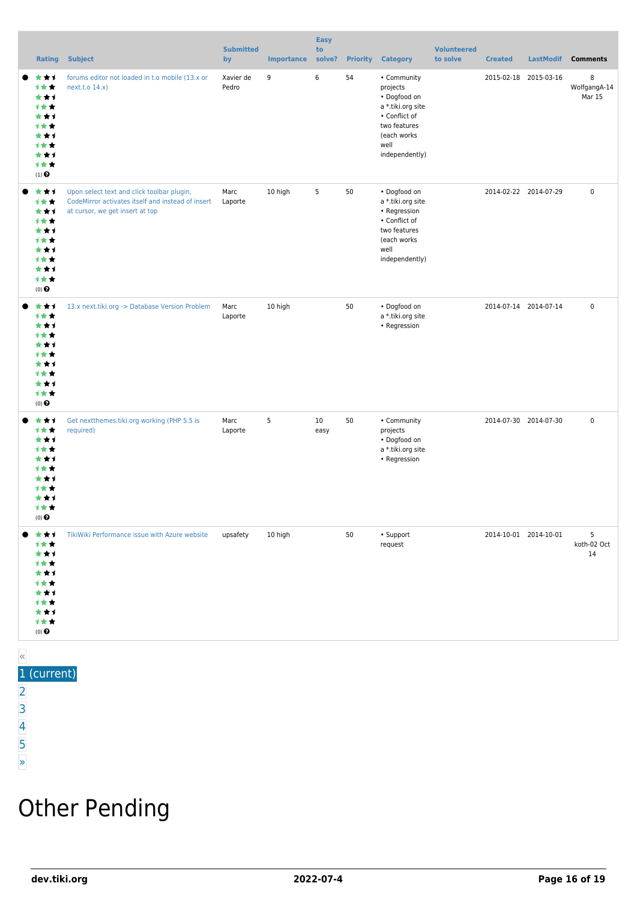| | Rating | Subject | Submitted by | Importance | Easy to solve? | Priority | Category | Volunteered to solve | Created | LastModif | Comments |
|---|---|---|---|---|---|---|---|---|---|---|---|
| ● | (1) | forums editor not loaded in t.o mobile (13.x or next.t.o 14.x) | Xavier de Pedro | 9 | 6 | 54 | • Community projects • Dogfood on a *.tiki.org site • Conflict of two features (each works well independently) | | 2015-02-18 | 2015-03-16 | 8 WolfgangA-14 Mar 15 |
| ● | (0) | Upon select text and click toolbar plugin, CodeMirror activates itself and instead of insert at cursor, we get insert at top | Marc Laporte | 10 high | 5 | 50 | • Dogfood on a *.tiki.org site • Regression • Conflict of two features (each works well independently) | | 2014-02-22 | 2014-07-29 | 0 |
| ● | (0) | 13.x next.tiki.org -> Database Version Problem | Marc Laporte | 10 high | | 50 | • Dogfood on a *.tiki.org site • Regression | | 2014-07-14 | 2014-07-14 | 0 |
| ● | (0) | Get nextthemes.tiki.org working (PHP 5.5 is required) | Marc Laporte | 5 | 10 easy | 50 | • Community projects • Dogfood on a *.tiki.org site • Regression | | 2014-07-30 | 2014-07-30 | 0 |
| ● | (0) | TikiWiki Performance issue with Azure website | upsafety | 10 high | | 50 | • Support request | | 2014-10-01 | 2014-10-01 | 5 koth-02 Oct 14 |

«
1 (current)
2
3
4
5
»

# Other Pending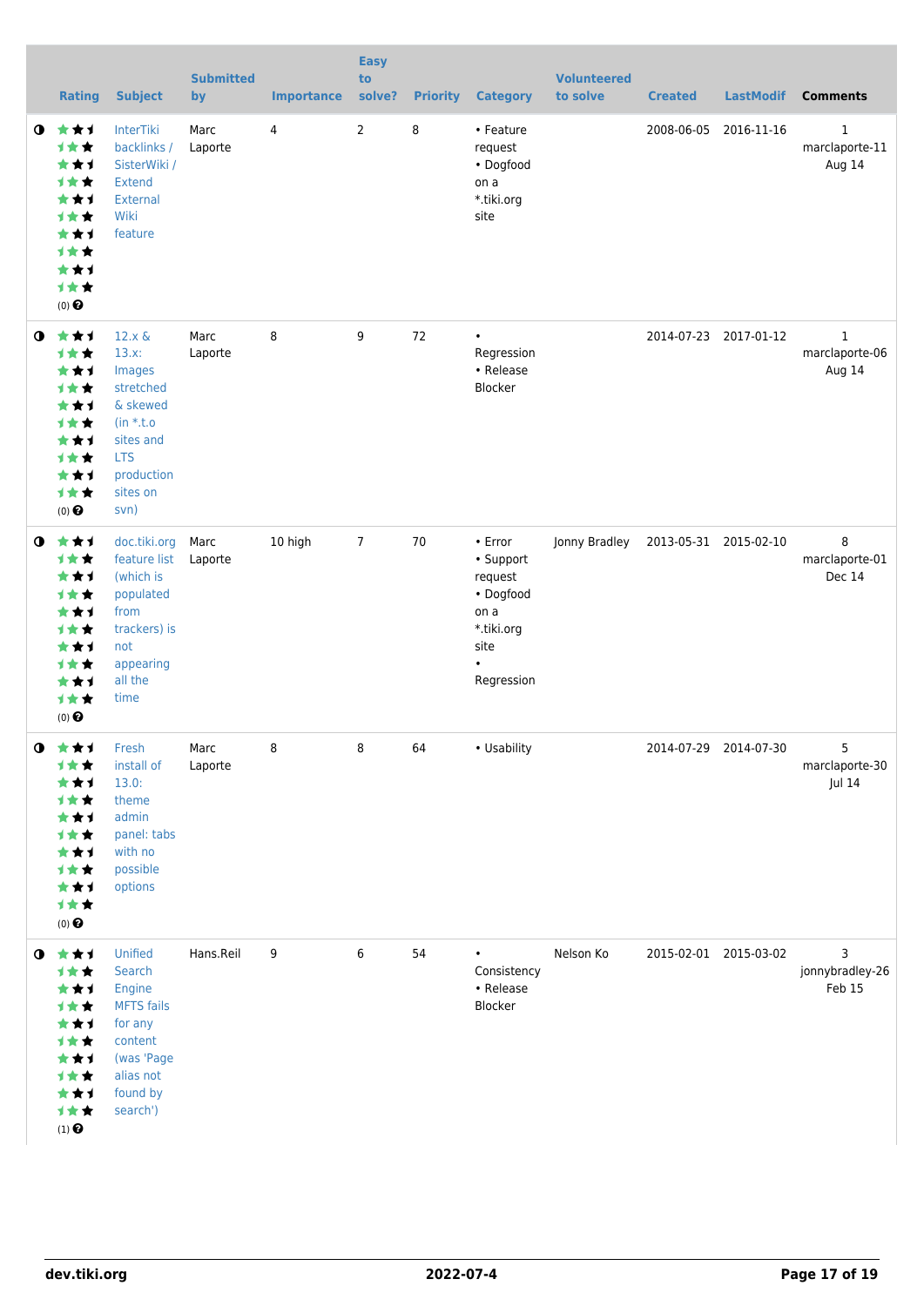| | Rating | Subject | Submitted by | Importance | Easy to solve? | Priority | Category | Volunteered to solve | Created | LastModif | Comments |
|---|---|---|---|---|---|---|---|---|---|---|---|
| | (0) | InterTiki backlinks / SisterWiki / Extend External Wiki feature | Marc Laporte | 4 | 2 | 8 | • Feature request • Dogfood on a *.tiki.org site | | 2008-06-05 | 2016-11-16 | 1 marclaporte-11 Aug 14 |
| | (0) | 12.x & 13.x: Images stretched & skewed (in *.t.o sites and LTS production sites on svn) | Marc Laporte | 8 | 9 | 72 | • Regression • Release Blocker | | 2014-07-23 | 2017-01-12 | 1 marclaporte-06 Aug 14 |
| | (0) | doc.tiki.org feature list (which is populated from trackers) is not appearing all the time | Marc Laporte | 10 high | 7 | 70 | • Error • Support request • Dogfood on a *.tiki.org site • Regression | Jonny Bradley | 2013-05-31 | 2015-02-10 | 8 marclaporte-01 Dec 14 |
| | (0) | Fresh install of 13.0: theme admin panel: tabs with no possible options | Marc Laporte | 8 | 8 | 64 | • Usability | | 2014-07-29 | 2014-07-30 | 5 marclaporte-30 Jul 14 |
| | (1) | Unified Search Engine MFTS fails for any content (was 'Page alias not found by search') | Hans.Reil | 9 | 6 | 54 | • Consistency • Release Blocker | Nelson Ko | 2015-02-01 | 2015-03-02 | 3 jonnybradley-26 Feb 15 |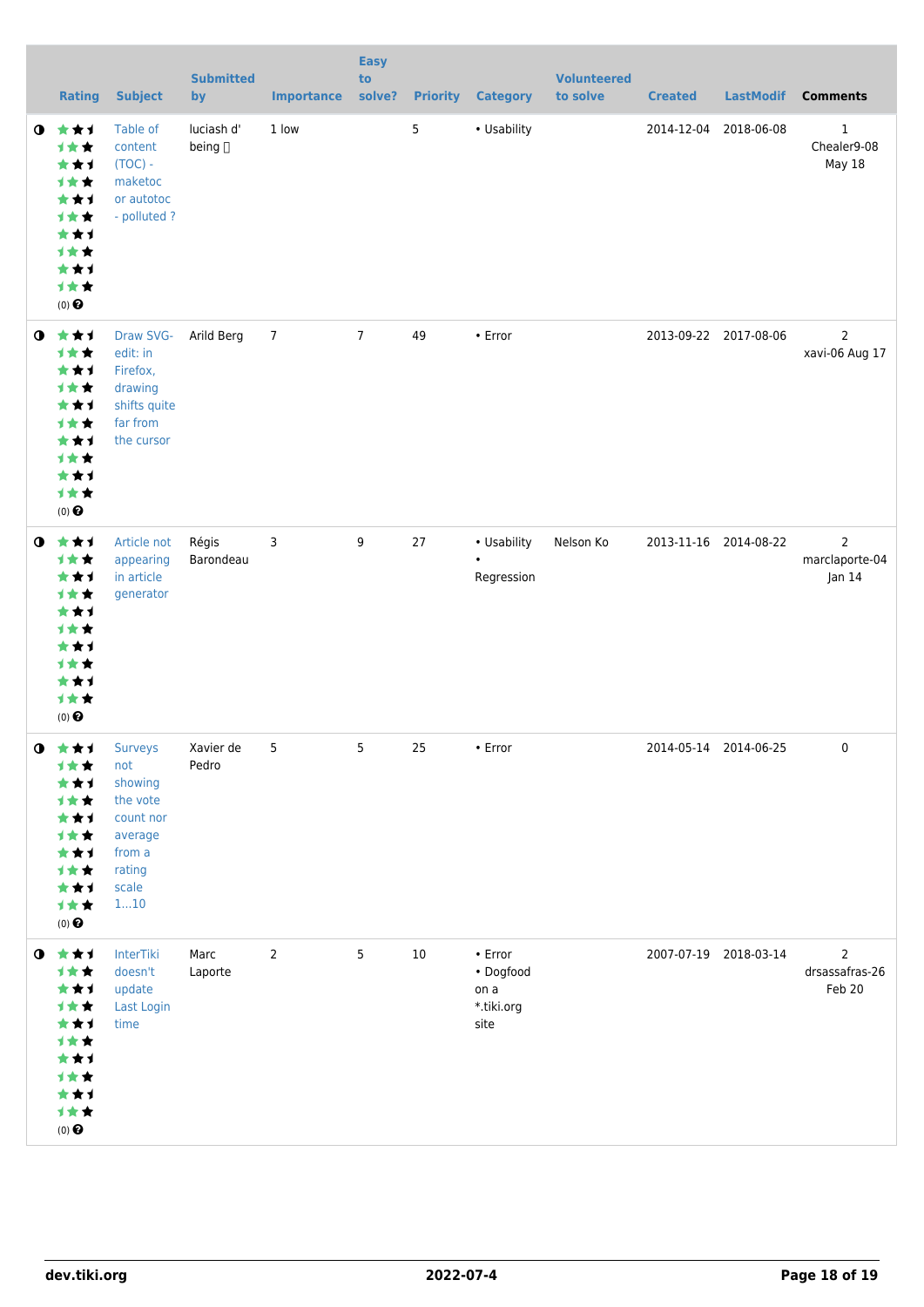| | Rating | Subject | Submitted by | Importance | Easy to solve? | Priority | Category | Volunteered to solve | Created | LastModif | Comments |
|---|---|---|---|---|---|---|---|---|---|---|---|
| ◑ | ★★★★★★★★★★ (0) ❓ | Table of content (TOC) - maketoc or autotoc - polluted ? | luciash d' being 🔲 | 1 low | | 5 | • Usability | | 2014-12-04 | 2018-06-08 | 1 Chealer9-08 May 18 |
| ◑ | ★★★★★★★★★★ (0) ❓ | Draw SVG-edit: in Firefox, drawing shifts quite far from the cursor | Arild Berg | 7 | 7 | 49 | • Error | | 2013-09-22 | 2017-08-06 | 2 xavi-06 Aug 17 |
| ◑ | ★★★★★★★★★★ (0) ❓ | Article not appearing in article generator | Régis Barondeau | 3 | 9 | 27 | • Usability • Regression | Nelson Ko | 2013-11-16 | 2014-08-22 | 2 marclaporte-04 Jan 14 |
| ◑ | ★★★★★★★★★★ (0) ❓ | Surveys not showing the vote count nor average from a rating scale 1...10 | Xavier de Pedro | 5 | 5 | 25 | • Error | | 2014-05-14 | 2014-06-25 | 0 |
| ◑ | ★★★★★★★★★★ (0) ❓ | InterTiki doesn't update Last Login time | Marc Laporte | 2 | 5 | 10 | • Error • Dogfood on a *.tiki.org site | | 2007-07-19 | 2018-03-14 | 2 drsassafras-26 Feb 20 |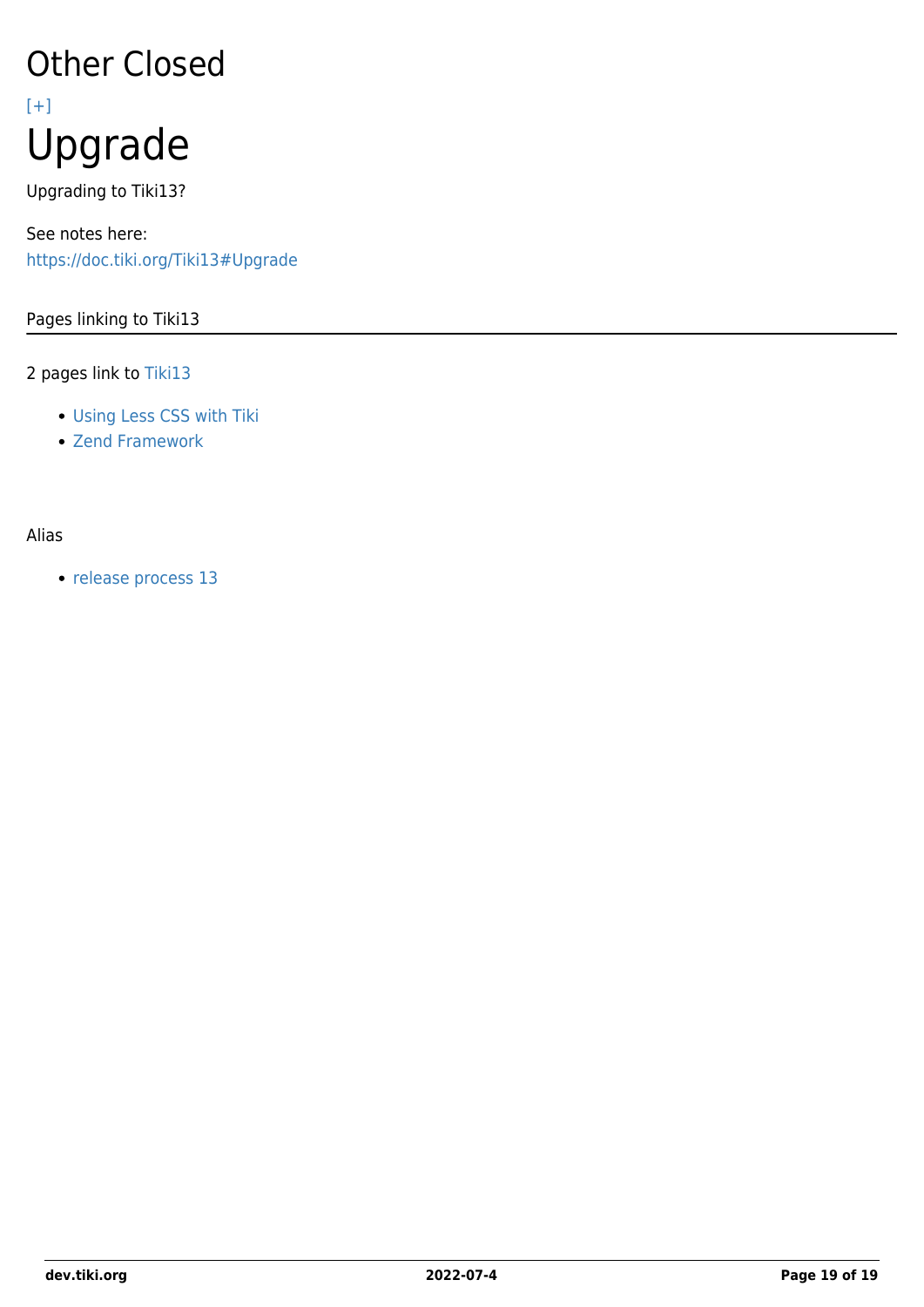# Other Closed

[+]

# Upgrade

Upgrading to Tiki13?

See notes here:
https://doc.tiki.org/Tiki13#Upgrade

Pages linking to Tiki13

2 pages link to Tiki13

- Using Less CSS with Tiki
- Zend Framework

Alias

- release process 13